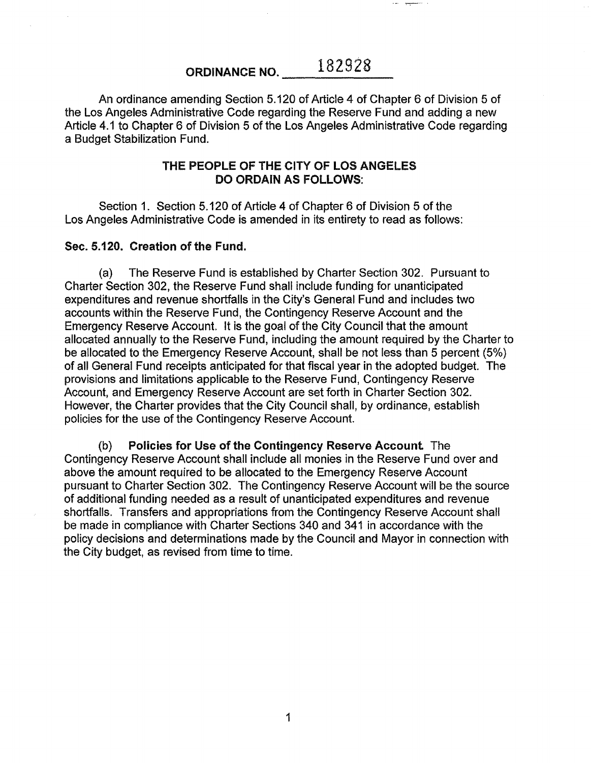# ORDINANCE NO. 182928

An ordinance amending Section 5.120 of Article 4 of Chapter 6 of Division 5 of the Los Angeles Administrative Code regarding the Reserve Fund and adding a new Article 4.1 to Chapter 6 of Division 5 of the Los Angeles Administrative Code regarding a Budget Stabilization Fund.

## THE PEOPLE OF THE CITY OF LOS ANGELES DO ORDAIN AS FOLLOWS:

Section 1. Section 5.120 of Article 4 of Chapter 6 of Division 5 of the Los Angeles Administrative Code is amended in its entirety to read as follows:

**Sec. 5.120. Creation of the Fund.**

(a) The Reserve Fund is established by Charter Section 302. Pursuant to Charter Section 302, the Reserve Fund shall include funding for unanticipated expenditures and revenue shortfalls in the City's General Fund and includes two accounts within the Reserve Fund, the Contingency Reserve Account and the Emergency Reserve Account. It is the goal of the City Council that the amount allocated annually to the Reserve Fund, including the amount required by the Charter to be allocated to the Emergency Reserve Account, shall be not less than 5 percent (5%) of all General Fund receipts anticipated for that fiscal year in the adopted budget. The provisions and limitations applicable to the Reserve Fund, Contingency Reserve Account, and Emergency Reserve Account are set forth in Charter Section 302. However, the Charter provides that the City Council shall, by ordinance, establish policies for the use of the Contingency Reserve Account.

(b) **Policies for Use of the Contingency Reserve Account.** The Contingency Reserve Account shall include all monies in the Reserve Fund over and above the amount required to be allocated to the Emergency Reserve Account pursuant to Charter Section 302. The Contingency Reserve Account will be the source of additional funding needed as a result of unanticipated expenditures and revenue shortfalls. Transfers and appropriations from the Contingency Reserve Account shall be made in compliance with Charter Sections 340 and 341 in accordance with the policy decisions and determinations made by the Council and Mayor in connection with the City budget, as revised from time to time.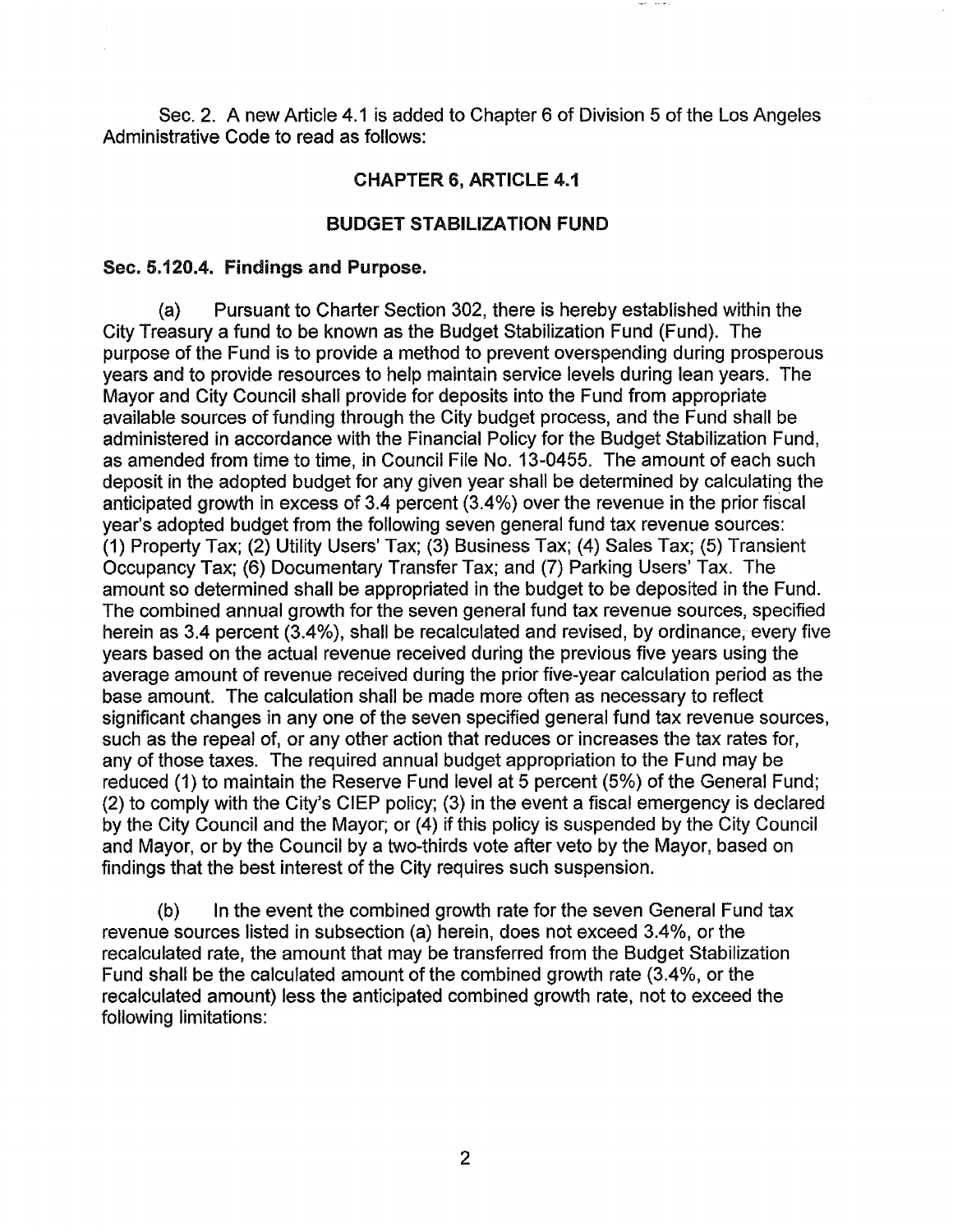Sec. 2. A new Article 4.1 is added to Chapter 6 of Division 5 of the Los Angeles Administrative Code to read as follows:

## CHAPTER 6, ARTICLE 4.1

## BUDGET STABILIZATION FUND

**Sec. 5.120.4. Findings and Purpose.**

(a) Pursuant to Charter Section 302, there is hereby established within the City Treasury a fund to be known as the Budget Stabilization Fund (Fund). The purpose of the Fund is to provide a method to prevent overspending during prosperous years and to provide resources to help maintain service levels during lean years. The Mayor and City Council shall provide for deposits into the Fund from appropriate available sources of funding through the City budget process, and the Fund shall be administered in accordance with the Financial Policy for the Budget Stabilization Fund, as amended from time to time, in Council File No. 13-0455. The amount of each such deposit in the adopted budget for any given year shall be determined by calculating the anticipated growth in excess of 3.4 percent (3.4%) over the revenue in the prior fiscal year's adopted budget from the following seven general fund tax revenue sources: (1) Property Tax; (2) Utility Users' Tax; (3) Business Tax; (4) Sales Tax; (5) Transient Occupancy Tax; (6) Documentary Transfer Tax; and (7) Parking Users' Tax. The amount so determined shall be appropriated in the budget to be deposited in the Fund. The combined annual growth for the seven general fund tax revenue sources, specified herein as 3.4 percent (3.4%), shall be recalculated and revised, by ordinance, every five years based on the actual revenue received during the previous five years using the average amount of revenue received during the prior five-year calculation period as the base amount. The calculation shall be made more often as necessary to reflect significant changes in any one of the seven specified general fund tax revenue sources, such as the repeal of, or any other action that reduces or increases the tax rates for, any of those taxes. The required annual budget appropriation to the Fund may be reduced (1) to maintain the Reserve Fund level at 5 percent (5%) of the General Fund; (2) to comply with the City's CIEP policy; (3) in the event a fiscal emergency is declared by the City Council and the Mayor; or (4) if this policy is suspended by the City Council and Mayor, or by the Council by a two-thirds vote after veto by the Mayor, based on findings that the best interest of the City requires such suspension.

(b) In the event the combined growth rate for the seven General Fund tax revenue sources listed in subsection (a) herein, does not exceed 3.4%, or the recalculated rate, the amount that may be transferred from the Budget Stabilization Fund shall be the calculated amount of the combined growth rate (3.4%, or the recalculated amount) less the anticipated combined growth rate, not to exceed the following limitations: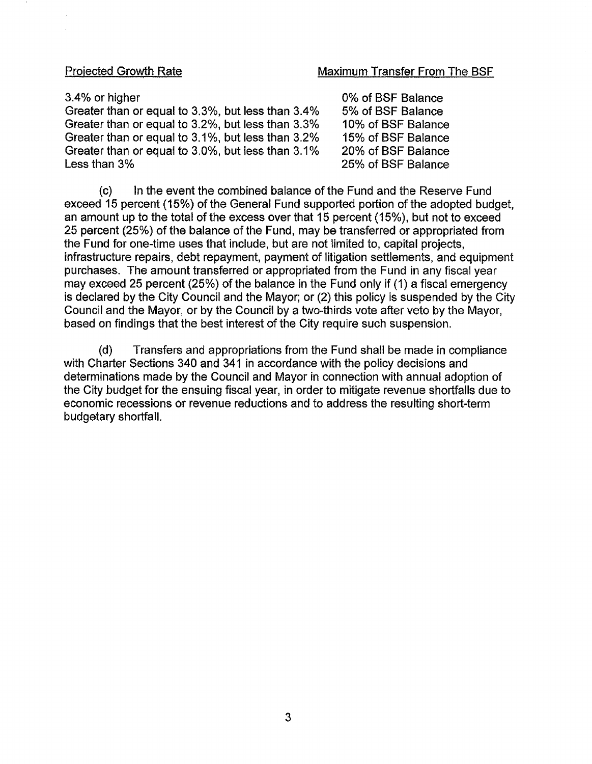| Projected Growth Rate | Maximum Transfer From The BSF |
|---|---|
| 3.4% or higher | 0% of BSF Balance |
| Greater than or equal to 3.3%, but less than 3.4% | 5% of BSF Balance |
| Greater than or equal to 3.2%, but less than 3.3% | 10% of BSF Balance |
| Greater than or equal to 3.1%, but less than 3.2% | 15% of BSF Balance |
| Greater than or equal to 3.0%, but less than 3.1% | 20% of BSF Balance |
| Less than 3% | 25% of BSF Balance |

(c) In the event the combined balance of the Fund and the Reserve Fund exceed 15 percent (15%) of the General Fund supported portion of the adopted budget, an amount up to the total of the excess over that 15 percent (15%), but not to exceed 25 percent (25%) of the balance of the Fund, may be transferred or appropriated from the Fund for one-time uses that include, but are not limited to, capital projects, infrastructure repairs, debt repayment, payment of litigation settlements, and equipment purchases. The amount transferred or appropriated from the Fund in any fiscal year may exceed 25 percent (25%) of the balance in the Fund only if (1) a fiscal emergency is declared by the City Council and the Mayor; or (2) this policy is suspended by the City Council and the Mayor, or by the Council by a two-thirds vote after veto by the Mayor, based on findings that the best interest of the City require such suspension.

(d) Transfers and appropriations from the Fund shall be made in compliance with Charter Sections 340 and 341 in accordance with the policy decisions and determinations made by the Council and Mayor in connection with annual adoption of the City budget for the ensuing fiscal year, in order to mitigate revenue shortfalls due to economic recessions or revenue reductions and to address the resulting short-term budgetary shortfall.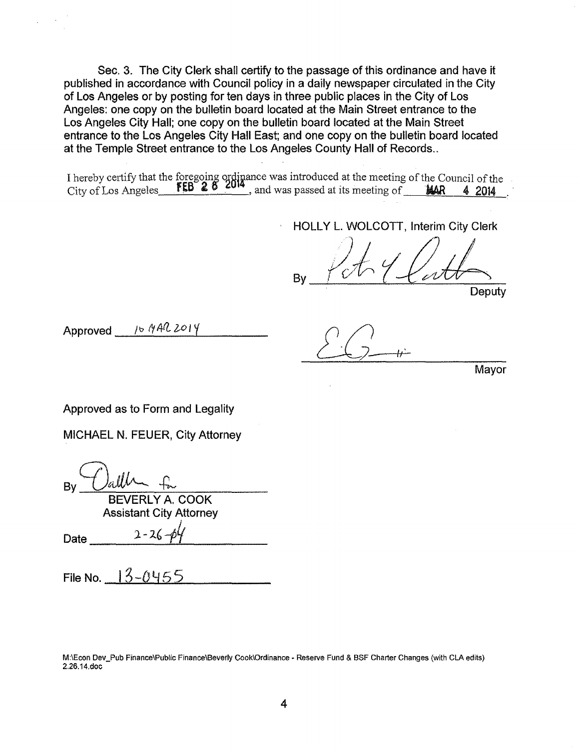Sec. 3. The City Clerk shall certify to the passage of this ordinance and have it published in accordance with Council policy in a daily newspaper circulated in the City of Los Angeles or by posting for ten days in three public places in the City of Los Angeles: one copy on the bulletin board located at the Main Street entrance to the Los Angeles City Hall; one copy on the bulletin board located at the Main Street entrance to the Los Angeles City Hall East; and one copy on the bulletin board located at the Temple Street entrance to the Los Angeles County Hall of Records..

I hereby certify that the foregoing ordinance was introduced at the meeting of the Council of the City of Los Angeles FEB 2 8 2014, and was passed at its meeting of MAR 4 2014.

HOLLY L. WOLCOTT, Interim City Clerk

By ____________________ Deputy

Approved 10 MAR 2014

____________________ Mayor

Approved as to Form and Legality

MICHAEL N. FEUER, City Attorney

By ____________________
BEVERLY A. COOK
Assistant City Attorney

Date 2-26-14

File No. 13-0455

M:\Econ Dev_Pub Finance\Public Finance\Beverly Cook\Ordinance - Reserve Fund & BSF Charter Changes (with CLA edits) 2.26.14.doc